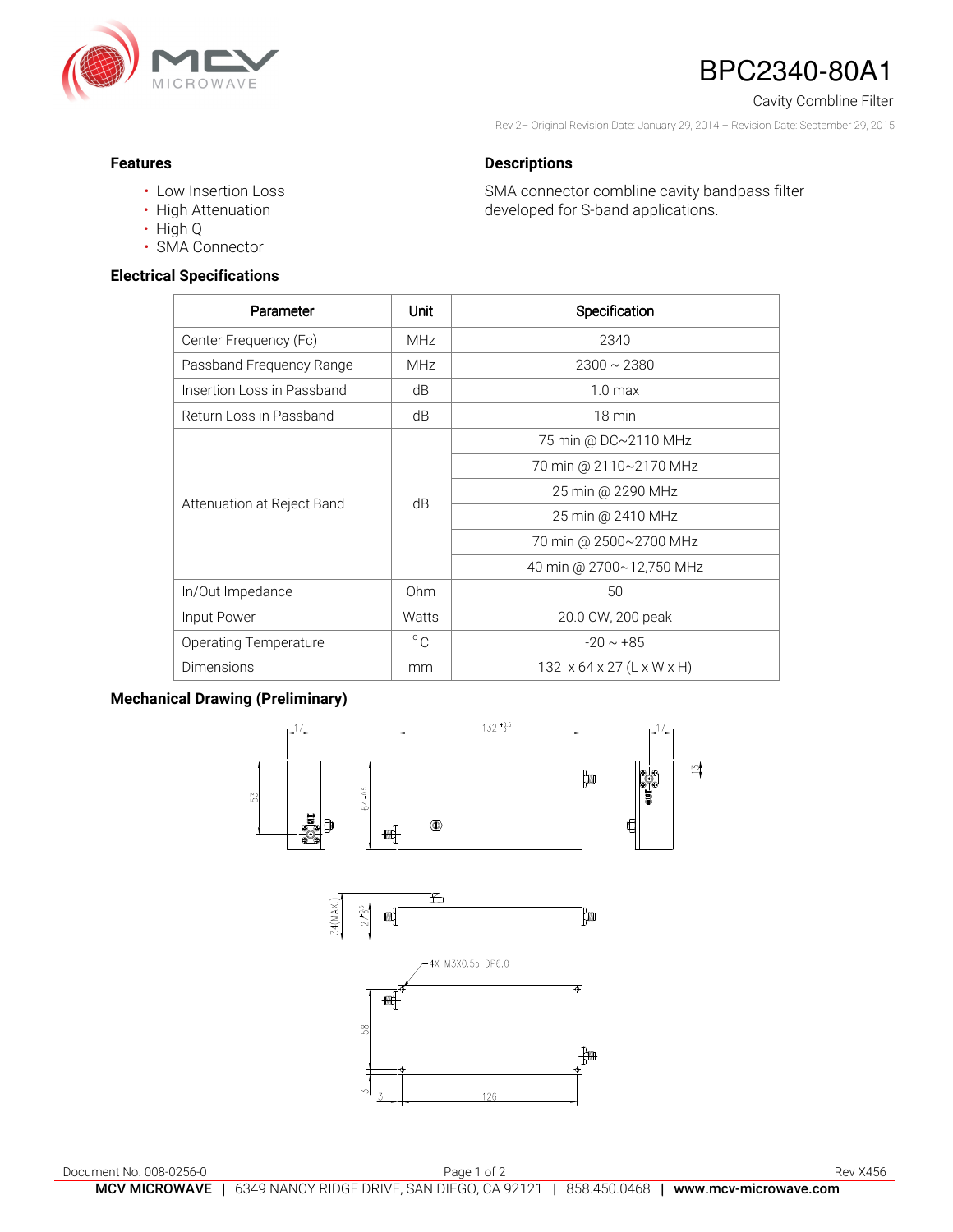# BPC2340-80A1

Cavity Combline Filter

Rev 2– Original Revision Date: January 29, 2014 – Revision Date: September 29, 2015

### Features

- Low Insertion Loss
- High Attenuation
- High Q
- SMA Connector

### Descriptions

SMA connector combline cavity bandpass filter developed for S-band applications.

### Electrical Specifications

| Parameter | Unit | Specification |
|---|---|---|
| Center Frequency (Fc) | MHz | 2340 |
| Passband Frequency Range | MHz | 2300 ~ 2380 |
| Insertion Loss in Passband | dB | 1.0 max |
| Return Loss in Passband | dB | 18 min |
| Attenuation at Reject Band | dB | 75 min @ DC~2110 MHz |
| | | 70 min @ 2110~2170 MHz |
| | | 25 min @ 2290 MHz |
| | | 25 min @ 2410 MHz |
| | | 70 min @ 2500~2700 MHz |
| | | 40 min @ 2700~12,750 MHz |
| In/Out Impedance | Ohm | 50 |
| Input Power | Watts | 20.0 CW, 200 peak |
| Operating Temperature | °C | -20 ~ +85 |
| Dimensions | mm | 132 x 64 x 27 (L x W x H) |

### Mechanical Drawing (Preliminary)

Document No. 008-0256-0

Rev X456

**MCV MICROWAVE** | 6349 NANCY RIDGE DRIVE, SAN DIEGO, CA 92121 | 858.450.0468 | **www.mcv-microwave.com**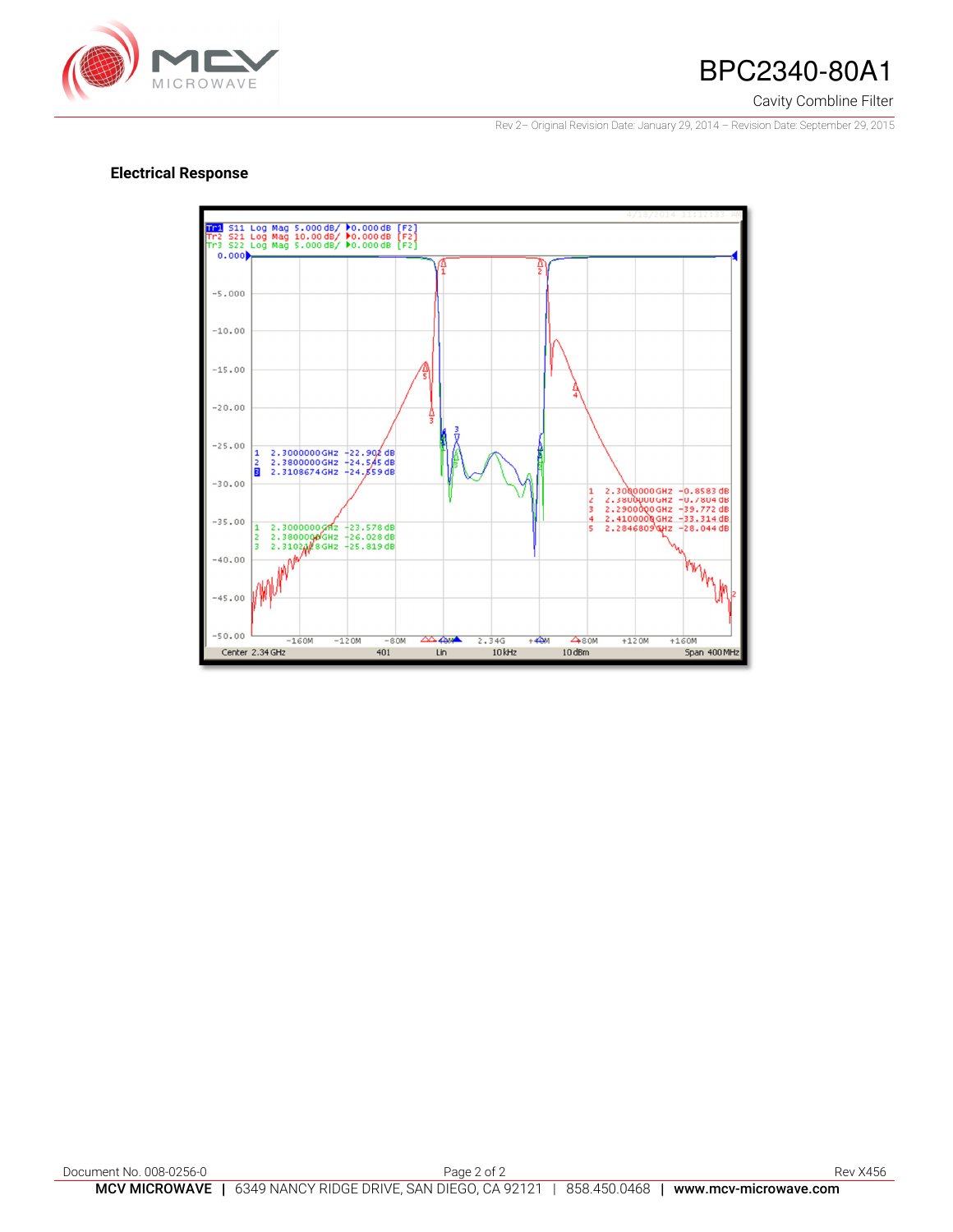# BPC2340-80A1

Cavity Combline Filter

Rev 2– Original Revision Date: January 29, 2014 – Revision Date: September 29, 2015

## Electrical Response

Tr1 S11 Log Mag 5.000 dB/ 0.000 dB [F2]
Tr2 S21 Log Mag 10.00 dB/ 0.000 dB [F2]
Tr3 S22 Log Mag 5.000 dB/ 0.000 dB [F2]

0.000
-5.000
-10.00
-15.00
-20.00
-25.00
-30.00
-35.00
-40.00
-45.00
-50.00

1 2.3000000 GHz -22.902 dB
2 2.3800000 GHz -24.545 dB
3 2.3108674 GHz -24.559 dB

1 2.3000000 GHz -23.578 dB
2 2.3800000 GHz -26.028 dB
3 2.3102178 GHz -25.819 dB

1 2.3000000 GHz -0.8583 dB
2 2.3800000 GHz -0.7804 dB
3 2.2900000 GHz -39.772 dB
4 2.4100000 GHz -33.314 dB
5 2.2846809 GHz -28.044 dB

-160M -120M -80M -40M 2.34G +40M +80M +120M +160M

Center 2.34 GHz 401 Lin 10 kHz 10 dBm Span 400 MHz

Document No. 008-0256-0

Rev X456

**MCV MICROWAVE** | 6349 NANCY RIDGE DRIVE, SAN DIEGO, CA 92121 | 858.450.0468 | **www.mcv-microwave.com**